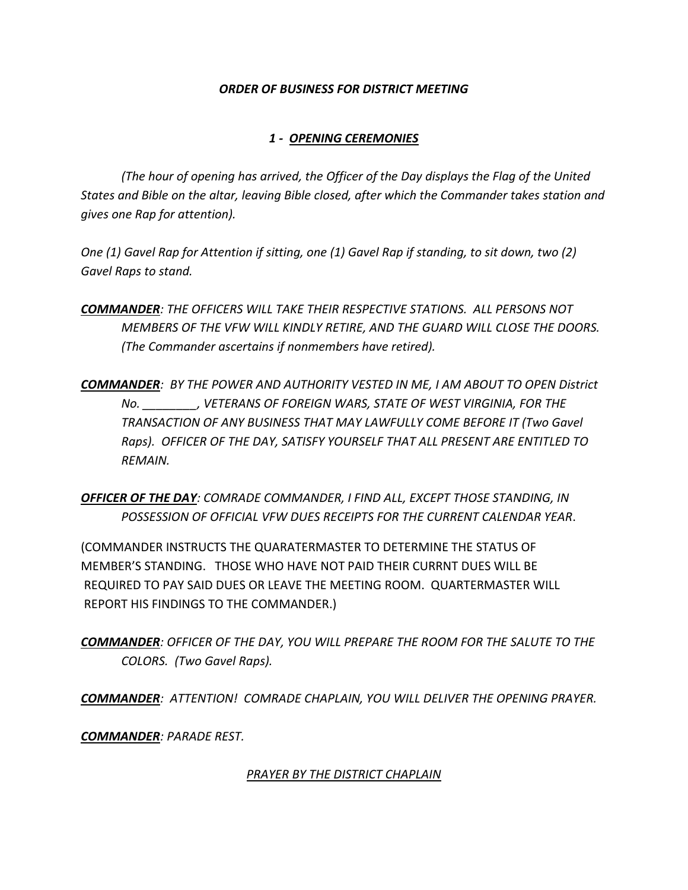***ORDER OF BUSINESS FOR DISTRICT MEETING***

***1 - <u>OPENING CEREMONIES</u>***

*(The hour of opening has arrived, the Officer of the Day displays the Flag of the United States and Bible on the altar, leaving Bible closed, after which the Commander takes station and gives one Rap for attention).*

*One (1) Gavel Rap for Attention if sitting, one (1) Gavel Rap if standing, to sit down, two (2) Gavel Raps to stand.*

***<u>COMMANDER</u>****: THE OFFICERS WILL TAKE THEIR RESPECTIVE STATIONS. ALL PERSONS NOT MEMBERS OF THE VFW WILL KINDLY RETIRE, AND THE GUARD WILL CLOSE THE DOORS. (The Commander ascertains if nonmembers have retired).*

***<u>COMMANDER</u>****: BY THE POWER AND AUTHORITY VESTED IN ME, I AM ABOUT TO OPEN District No. ________, VETERANS OF FOREIGN WARS, STATE OF WEST VIRGINIA, FOR THE TRANSACTION OF ANY BUSINESS THAT MAY LAWFULLY COME BEFORE IT (Two Gavel Raps). OFFICER OF THE DAY, SATISFY YOURSELF THAT ALL PRESENT ARE ENTITLED TO REMAIN.*

***<u>OFFICER OF THE DAY</u>****: COMRADE COMMANDER, I FIND ALL, EXCEPT THOSE STANDING, IN POSSESSION OF OFFICIAL VFW DUES RECEIPTS FOR THE CURRENT CALENDAR YEAR*.

(COMMANDER INSTRUCTS THE QUARATERMASTER TO DETERMINE THE STATUS OF MEMBER'S STANDING. THOSE WHO HAVE NOT PAID THEIR CURRNT DUES WILL BE REQUIRED TO PAY SAID DUES OR LEAVE THE MEETING ROOM. QUARTERMASTER WILL REPORT HIS FINDINGS TO THE COMMANDER.)

***<u>COMMANDER</u>****: OFFICER OF THE DAY, YOU WILL PREPARE THE ROOM FOR THE SALUTE TO THE COLORS. (Two Gavel Raps).*

***<u>COMMANDER</u>****: ATTENTION! COMRADE CHAPLAIN, YOU WILL DELIVER THE OPENING PRAYER.*

***<u>COMMANDER</u>****: PARADE REST.*

*<u>PRAYER BY THE DISTRICT CHAPLAIN</u>*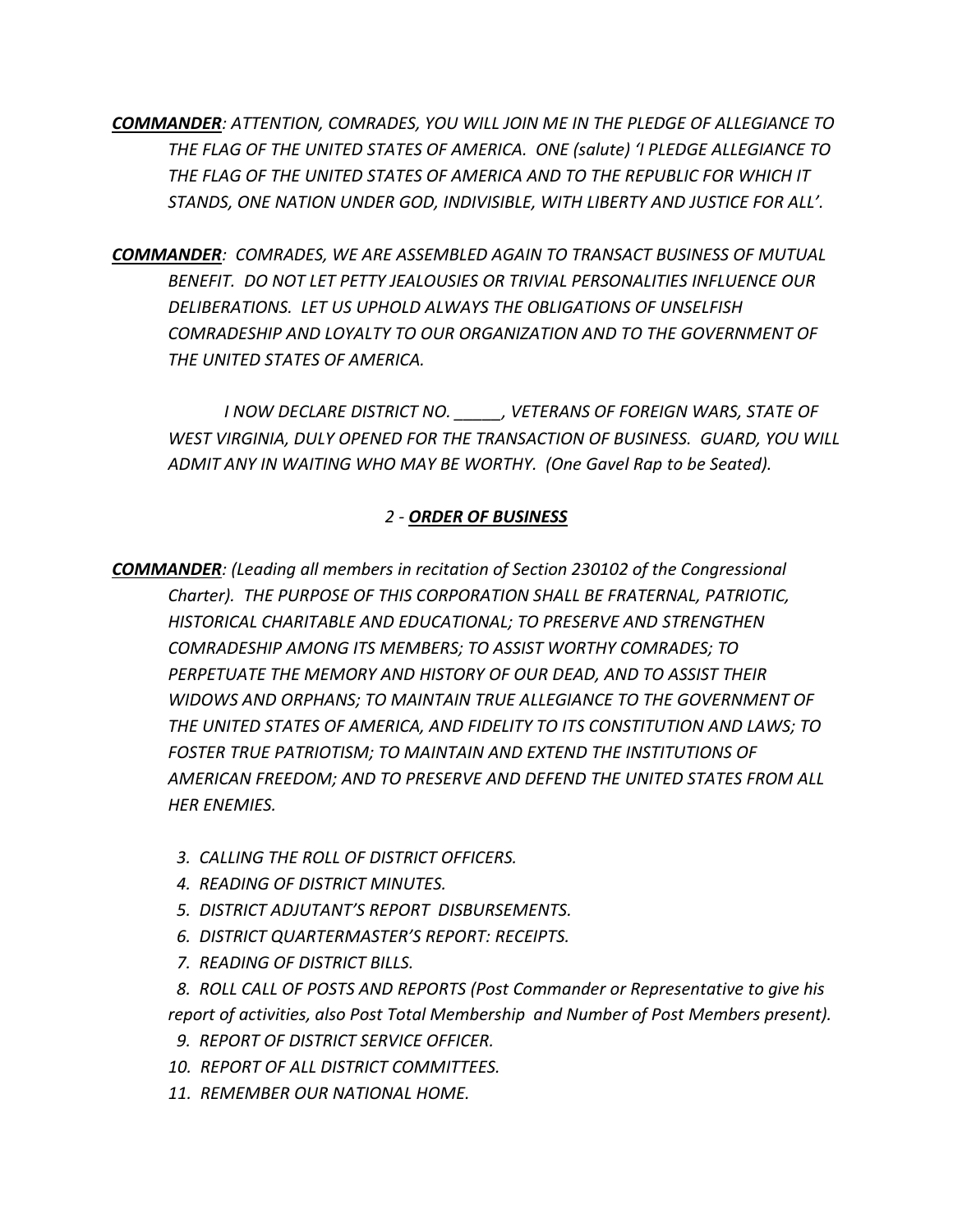***COMMANDER****: ATTENTION, COMRADES, YOU WILL JOIN ME IN THE PLEDGE OF ALLEGIANCE TO THE FLAG OF THE UNITED STATES OF AMERICA. ONE (salute) 'I PLEDGE ALLEGIANCE TO THE FLAG OF THE UNITED STATES OF AMERICA AND TO THE REPUBLIC FOR WHICH IT STANDS, ONE NATION UNDER GOD, INDIVISIBLE, WITH LIBERTY AND JUSTICE FOR ALL'.*

***COMMANDER****: COMRADES, WE ARE ASSEMBLED AGAIN TO TRANSACT BUSINESS OF MUTUAL BENEFIT. DO NOT LET PETTY JEALOUSIES OR TRIVIAL PERSONALITIES INFLUENCE OUR DELIBERATIONS. LET US UPHOLD ALWAYS THE OBLIGATIONS OF UNSELFISH COMRADESHIP AND LOYALTY TO OUR ORGANIZATION AND TO THE GOVERNMENT OF THE UNITED STATES OF AMERICA.*

*I NOW DECLARE DISTRICT NO. _____, VETERANS OF FOREIGN WARS, STATE OF WEST VIRGINIA, DULY OPENED FOR THE TRANSACTION OF BUSINESS. GUARD, YOU WILL ADMIT ANY IN WAITING WHO MAY BE WORTHY. (One Gavel Rap to be Seated).*

## *2 - **ORDER OF BUSINESS***

***COMMANDER****: (Leading all members in recitation of Section 230102 of the Congressional Charter). THE PURPOSE OF THIS CORPORATION SHALL BE FRATERNAL, PATRIOTIC, HISTORICAL CHARITABLE AND EDUCATIONAL; TO PRESERVE AND STRENGTHEN COMRADESHIP AMONG ITS MEMBERS; TO ASSIST WORTHY COMRADES; TO PERPETUATE THE MEMORY AND HISTORY OF OUR DEAD, AND TO ASSIST THEIR WIDOWS AND ORPHANS; TO MAINTAIN TRUE ALLEGIANCE TO THE GOVERNMENT OF THE UNITED STATES OF AMERICA, AND FIDELITY TO ITS CONSTITUTION AND LAWS; TO FOSTER TRUE PATRIOTISM; TO MAINTAIN AND EXTEND THE INSTITUTIONS OF AMERICAN FREEDOM; AND TO PRESERVE AND DEFEND THE UNITED STATES FROM ALL HER ENEMIES.*

3. *CALLING THE ROLL OF DISTRICT OFFICERS.*
4. *READING OF DISTRICT MINUTES.*
5. *DISTRICT ADJUTANT'S REPORT DISBURSEMENTS.*
6. *DISTRICT QUARTERMASTER'S REPORT: RECEIPTS.*
7. *READING OF DISTRICT BILLS.*
8. *ROLL CALL OF POSTS AND REPORTS (Post Commander or Representative to give his report of activities, also Post Total Membership and Number of Post Members present).*
9. *REPORT OF DISTRICT SERVICE OFFICER.*
10. *REPORT OF ALL DISTRICT COMMITTEES.*
11. *REMEMBER OUR NATIONAL HOME.*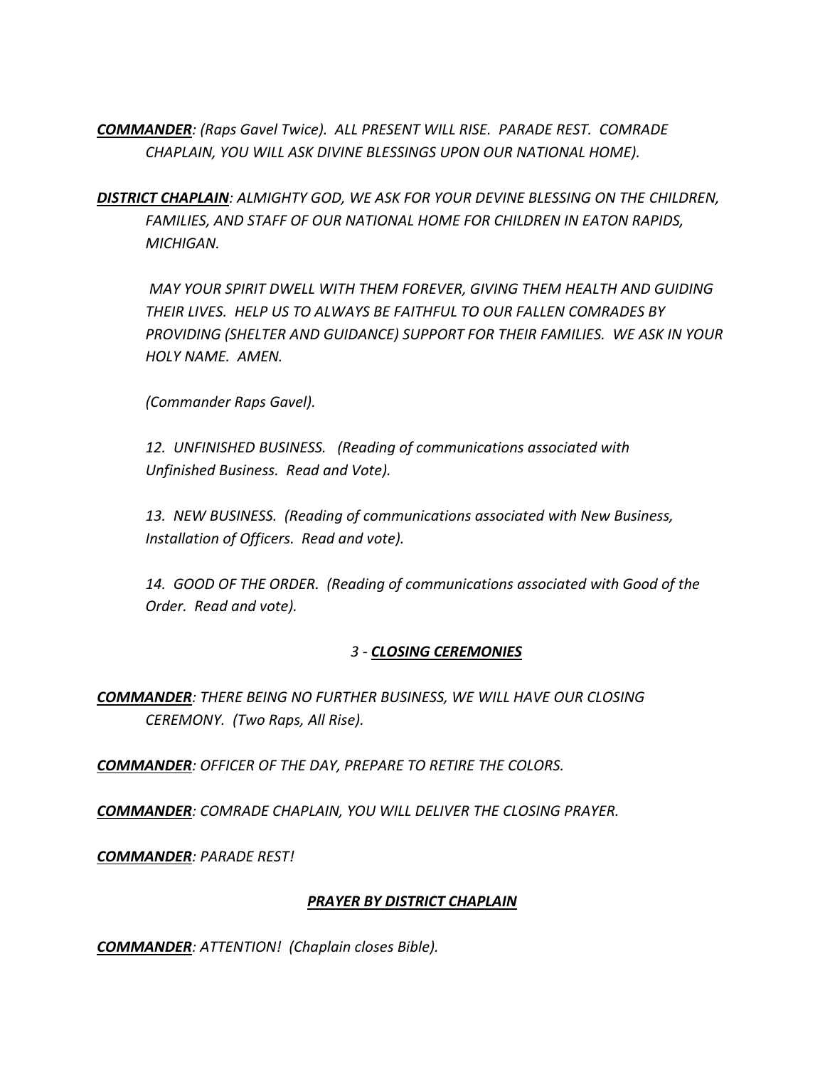***COMMANDER****: (Raps Gavel Twice). ALL PRESENT WILL RISE. PARADE REST. COMRADE CHAPLAIN, YOU WILL ASK DIVINE BLESSINGS UPON OUR NATIONAL HOME).*

***DISTRICT CHAPLAIN****: ALMIGHTY GOD, WE ASK FOR YOUR DEVINE BLESSING ON THE CHILDREN, FAMILIES, AND STAFF OF OUR NATIONAL HOME FOR CHILDREN IN EATON RAPIDS, MICHIGAN.*

*MAY YOUR SPIRIT DWELL WITH THEM FOREVER, GIVING THEM HEALTH AND GUIDING THEIR LIVES. HELP US TO ALWAYS BE FAITHFUL TO OUR FALLEN COMRADES BY PROVIDING (SHELTER AND GUIDANCE) SUPPORT FOR THEIR FAMILIES. WE ASK IN YOUR HOLY NAME. AMEN.*

*(Commander Raps Gavel).*

*12. UNFINISHED BUSINESS. (Reading of communications associated with Unfinished Business. Read and Vote).*

*13. NEW BUSINESS. (Reading of communications associated with New Business, Installation of Officers. Read and vote).*

*14. GOOD OF THE ORDER. (Reading of communications associated with Good of the Order. Read and vote).*

## *3 - **CLOSING CEREMONIES***

***COMMANDER****: THERE BEING NO FURTHER BUSINESS, WE WILL HAVE OUR CLOSING CEREMONY. (Two Raps, All Rise).*

***COMMANDER****: OFFICER OF THE DAY, PREPARE TO RETIRE THE COLORS.*

***COMMANDER****: COMRADE CHAPLAIN, YOU WILL DELIVER THE CLOSING PRAYER.*

***COMMANDER****: PARADE REST!*

## ***PRAYER BY DISTRICT CHAPLAIN***

***COMMANDER****: ATTENTION! (Chaplain closes Bible).*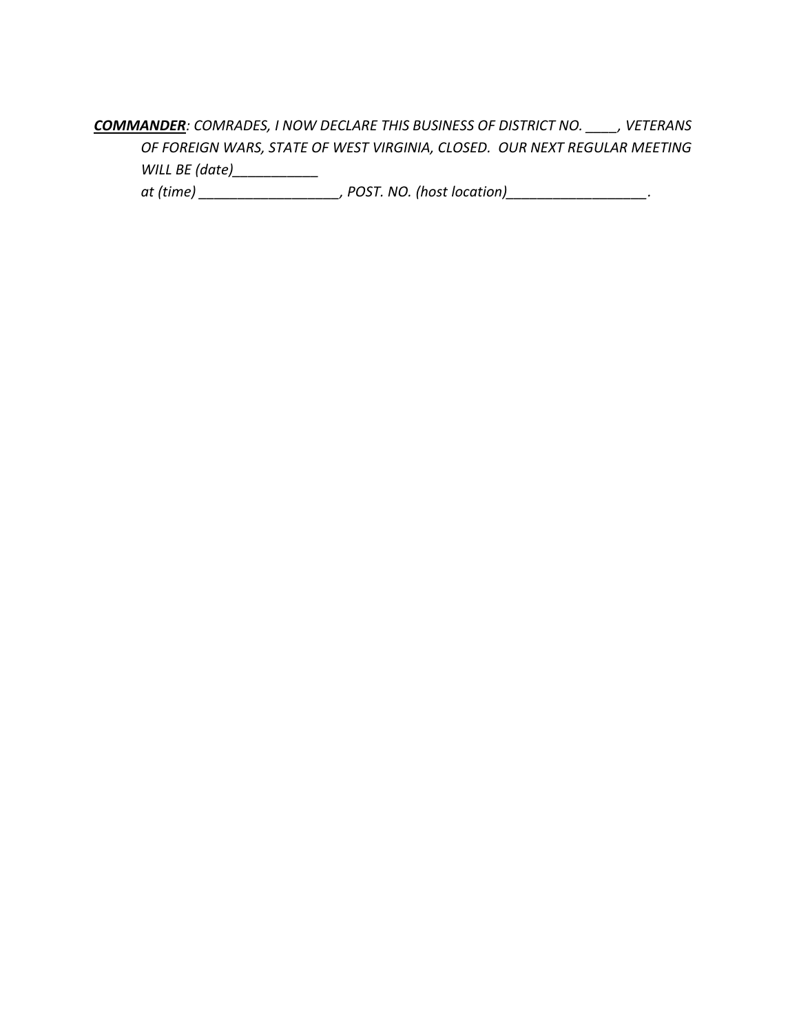***<u>COMMANDER</u>**: COMRADES, I NOW DECLARE THIS BUSINESS OF DISTRICT NO. ____, VETERANS OF FOREIGN WARS, STATE OF WEST VIRGINIA, CLOSED. OUR NEXT REGULAR MEETING WILL BE (date)___________*

*at (time) __________________, POST. NO. (host location)__________________.*